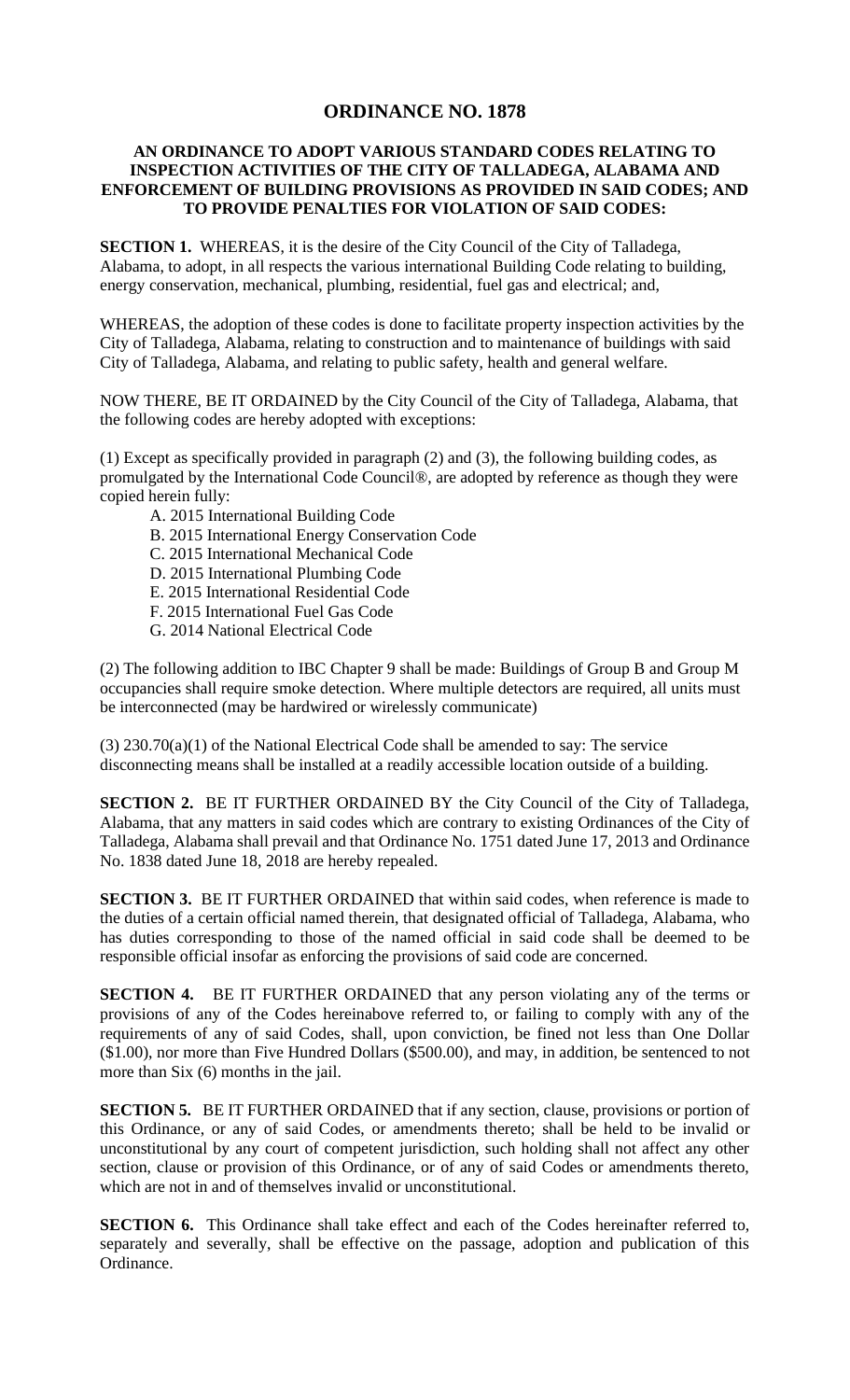# ORDINANCE NO. 1878

**AN ORDINANCE TO ADOPT VARIOUS STANDARD CODES RELATING TO INSPECTION ACTIVITIES OF THE CITY OF TALLADEGA, ALABAMA AND ENFORCEMENT OF BUILDING PROVISIONS AS PROVIDED IN SAID CODES; AND TO PROVIDE PENALTIES FOR VIOLATION OF SAID CODES:**

**SECTION 1.** WHEREAS, it is the desire of the City Council of the City of Talladega, Alabama, to adopt, in all respects the various international Building Code relating to building, energy conservation, mechanical, plumbing, residential, fuel gas and electrical; and,

WHEREAS, the adoption of these codes is done to facilitate property inspection activities by the City of Talladega, Alabama, relating to construction and to maintenance of buildings with said City of Talladega, Alabama, and relating to public safety, health and general welfare.

NOW THERE, BE IT ORDAINED by the City Council of the City of Talladega, Alabama, that the following codes are hereby adopted with exceptions:

(1) Except as specifically provided in paragraph (2) and (3), the following building codes, as promulgated by the International Code Council®, are adopted by reference as though they were copied herein fully:

A. 2015 International Building Code
B. 2015 International Energy Conservation Code
C. 2015 International Mechanical Code
D. 2015 International Plumbing Code
E. 2015 International Residential Code
F. 2015 International Fuel Gas Code
G. 2014 National Electrical Code

(2) The following addition to IBC Chapter 9 shall be made: Buildings of Group B and Group M occupancies shall require smoke detection. Where multiple detectors are required, all units must be interconnected (may be hardwired or wirelessly communicate)

(3) 230.70(a)(1) of the National Electrical Code shall be amended to say: The service disconnecting means shall be installed at a readily accessible location outside of a building.

**SECTION 2.** BE IT FURTHER ORDAINED BY the City Council of the City of Talladega, Alabama, that any matters in said codes which are contrary to existing Ordinances of the City of Talladega, Alabama shall prevail and that Ordinance No. 1751 dated June 17, 2013 and Ordinance No. 1838 dated June 18, 2018 are hereby repealed.

**SECTION 3.** BE IT FURTHER ORDAINED that within said codes, when reference is made to the duties of a certain official named therein, that designated official of Talladega, Alabama, who has duties corresponding to those of the named official in said code shall be deemed to be responsible official insofar as enforcing the provisions of said code are concerned.

**SECTION 4.** BE IT FURTHER ORDAINED that any person violating any of the terms or provisions of any of the Codes hereinabove referred to, or failing to comply with any of the requirements of any of said Codes, shall, upon conviction, be fined not less than One Dollar ($1.00), nor more than Five Hundred Dollars ($500.00), and may, in addition, be sentenced to not more than Six (6) months in the jail.

**SECTION 5.** BE IT FURTHER ORDAINED that if any section, clause, provisions or portion of this Ordinance, or any of said Codes, or amendments thereto; shall be held to be invalid or unconstitutional by any court of competent jurisdiction, such holding shall not affect any other section, clause or provision of this Ordinance, or of any of said Codes or amendments thereto, which are not in and of themselves invalid or unconstitutional.

**SECTION 6.** This Ordinance shall take effect and each of the Codes hereinafter referred to, separately and severally, shall be effective on the passage, adoption and publication of this Ordinance.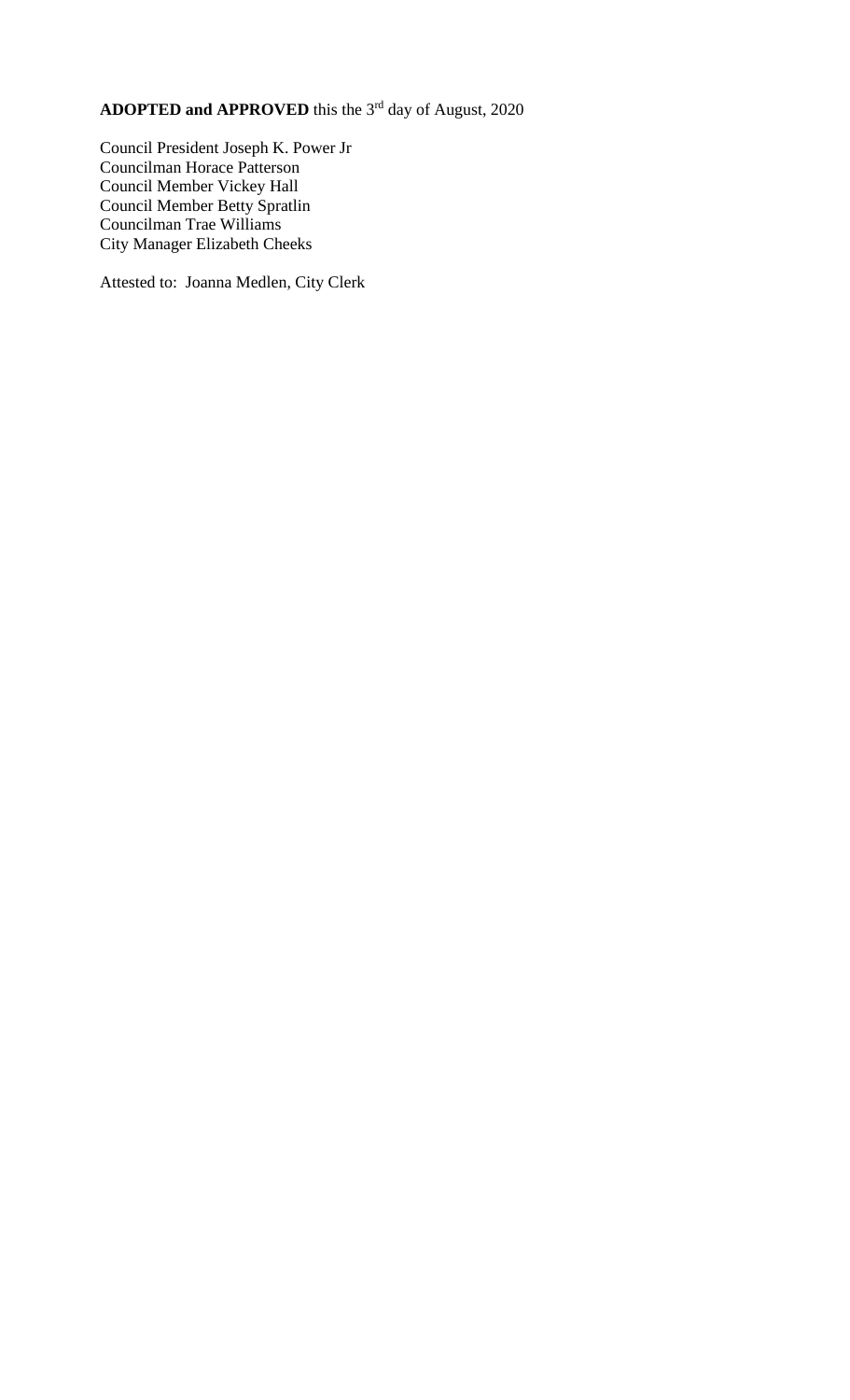**ADOPTED and APPROVED** this the 3rd day of August, 2020

Council President Joseph K. Power Jr
Councilman Horace Patterson
Council Member Vickey Hall
Council Member Betty Spratlin
Councilman Trae Williams
City Manager Elizabeth Cheeks

Attested to: Joanna Medlen, City Clerk